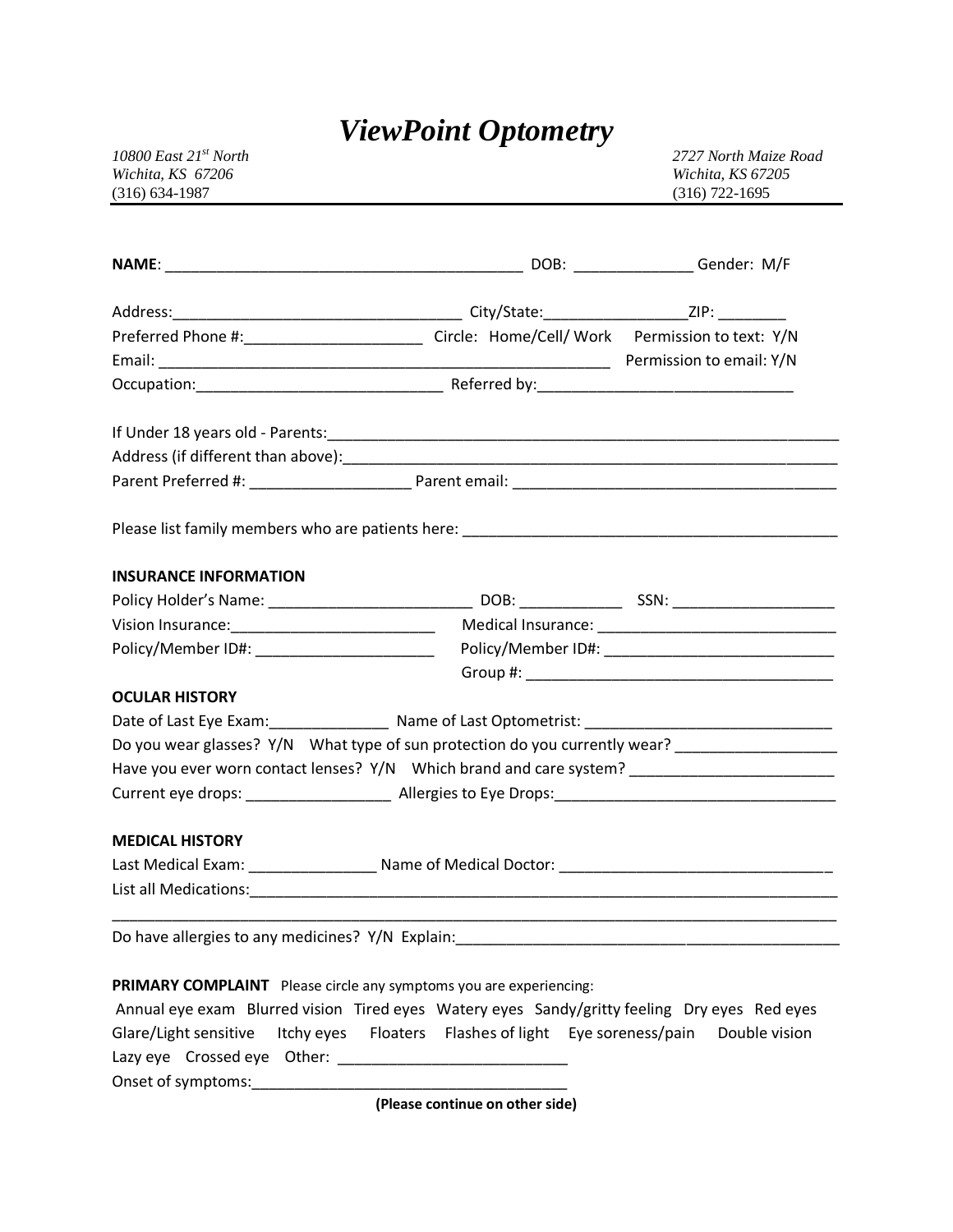# *ViewPoint Optometry*

*10800 East 21st North*
*Wichita, KS 67206*
(316) 634-1987

*2727 North Maize Road*
*Wichita, KS 67205*
(316) 722-1695

---

**NAME**: __________________________________________ DOB: ______________ Gender: M/F

Address:__________________________________ City/State:________________ZIP: ________

Preferred Phone #:_____________________ Circle: Home/Cell/ Work Permission to text: Y/N

Email: ______________________________________________________ Permission to email: Y/N

Occupation:_____________________________ Referred by:_____________________________

If Under 18 years old - Parents:_______________________________________________________________

Address (if different than above):_____________________________________________________________

Parent Preferred #: ___________________ Parent email: _____________________________________

Please list family members who are patients here: ____________________________________________

**INSURANCE INFORMATION**

Policy Holder's Name: ________________________ DOB: ____________ SSN: ___________________

Vision Insurance:________________________ Medical Insurance: ____________________________

Policy/Member ID#: _____________________ Policy/Member ID#: ___________________________

Group #: ___________________________________

**OCULAR HISTORY**

Date of Last Eye Exam:______________ Name of Last Optometrist: _____________________________

Do you wear glasses? Y/N What type of sun protection do you currently wear? __________________

Have you ever worn contact lenses? Y/N Which brand and care system? _______________________

Current eye drops: _________________ Allergies to Eye Drops:_________________________________

**MEDICAL HISTORY**

Last Medical Exam: _______________ Name of Medical Doctor: _______________________________

List all Medications:_________________________________________________________________________

_______________________________________________________________________________________

Do have allergies to any medicines? Y/N Explain:______________________________________________

**PRIMARY COMPLAINT** Please circle any symptoms you are experiencing:

Annual eye exam Blurred vision Tired eyes Watery eyes Sandy/gritty feeling Dry eyes Red eyes Glare/Light sensitive Itchy eyes Floaters Flashes of light Eye soreness/pain Double vision Lazy eye Crossed eye Other: ___________________________

Onset of symptoms:___________________________________

**(Please continue on other side)**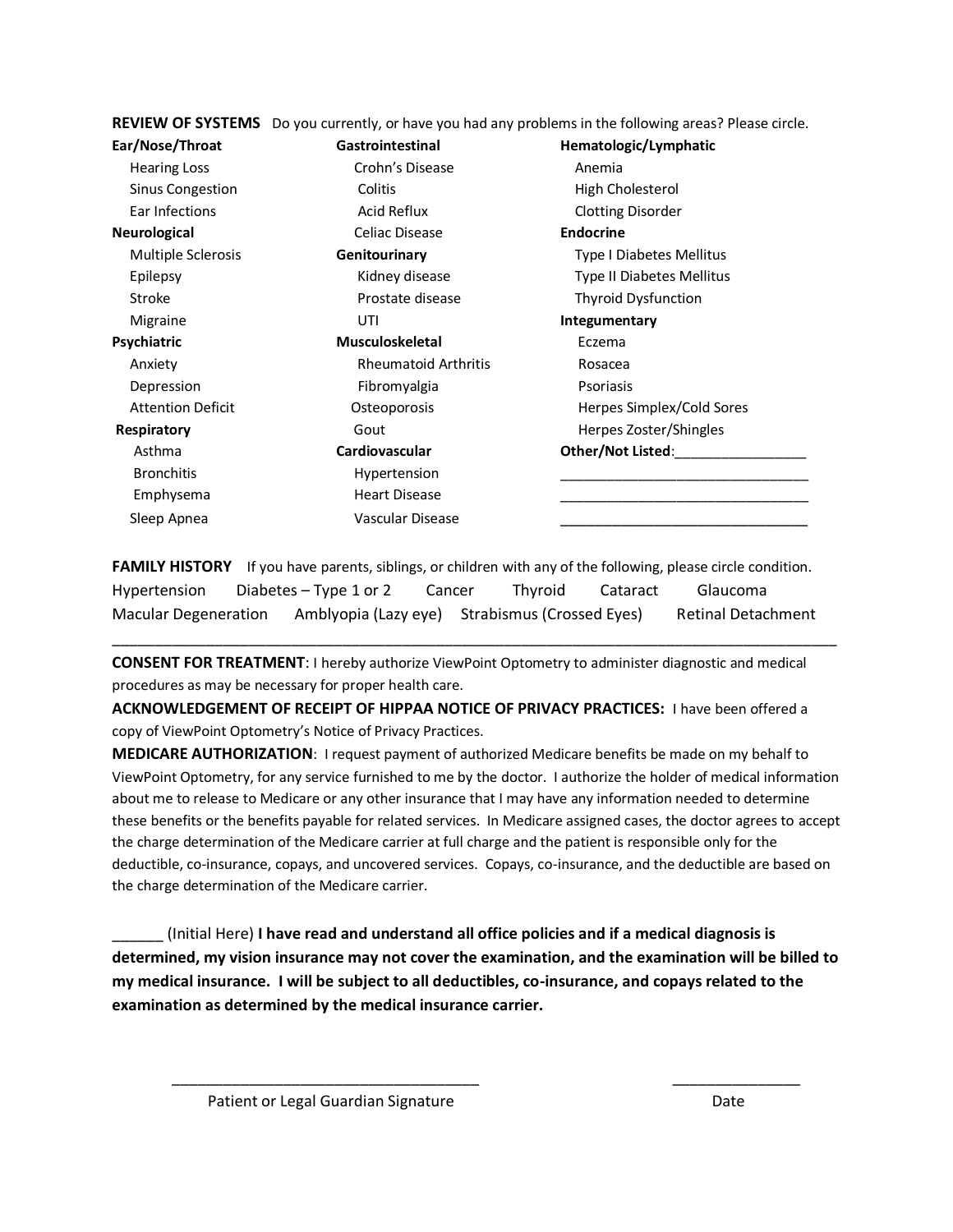**REVIEW OF SYSTEMS** Do you currently, or have you had any problems in the following areas? Please circle.

**Ear/Nose/Throat**
- Hearing Loss
- Sinus Congestion
- Ear Infections

**Neurological**
- Multiple Sclerosis
- Epilepsy
- Stroke
- Migraine

**Psychiatric**
- Anxiety
- Depression
- Attention Deficit

**Respiratory**
- Asthma
- Bronchitis
- Emphysema
- Sleep Apnea

**Gastrointestinal**
- Crohn's Disease
- Colitis
- Acid Reflux
- Celiac Disease

**Genitourinary**
- Kidney disease
- Prostate disease
- UTI

**Musculoskeletal**
- Rheumatoid Arthritis
- Fibromyalgia
- Osteoporosis
- Gout

**Cardiovascular**
- Hypertension
- Heart Disease
- Vascular Disease

**Hematologic/Lymphatic**
- Anemia
- High Cholesterol
- Clotting Disorder

**Endocrine**
- Type I Diabetes Mellitus
- Type II Diabetes Mellitus
- Thyroid Dysfunction

**Integumentary**
- Eczema
- Rosacea
- Psoriasis
- Herpes Simplex/Cold Sores
- Herpes Zoster/Shingles

**Other/Not Listed**:_________________

_________________________________

_________________________________

_________________________________

**FAMILY HISTORY** If you have parents, siblings, or children with any of the following, please circle condition.

Hypertension Diabetes – Type 1 or 2 Cancer Thyroid Cataract Glaucoma

Macular Degeneration Amblyopia (Lazy eye) Strabismus (Crossed Eyes) Retinal Detachment

---

**CONSENT FOR TREATMENT**: I hereby authorize ViewPoint Optometry to administer diagnostic and medical procedures as may be necessary for proper health care.

**ACKNOWLEDGEMENT OF RECEIPT OF HIPPAA NOTICE OF PRIVACY PRACTICES:** I have been offered a copy of ViewPoint Optometry's Notice of Privacy Practices.

**MEDICARE AUTHORIZATION**: I request payment of authorized Medicare benefits be made on my behalf to ViewPoint Optometry, for any service furnished to me by the doctor. I authorize the holder of medical information about me to release to Medicare or any other insurance that I may have any information needed to determine these benefits or the benefits payable for related services. In Medicare assigned cases, the doctor agrees to accept the charge determination of the Medicare carrier at full charge and the patient is responsible only for the deductible, co-insurance, copays, and uncovered services. Copays, co-insurance, and the deductible are based on the charge determination of the Medicare carrier.

______ (Initial Here) **I have read and understand all office policies and if a medical diagnosis is determined, my vision insurance may not cover the examination, and the examination will be billed to my medical insurance. I will be subject to all deductibles, co-insurance, and copays related to the examination as determined by the medical insurance carrier.**

_____________________________________ _______________

Patient or Legal Guardian Signature Date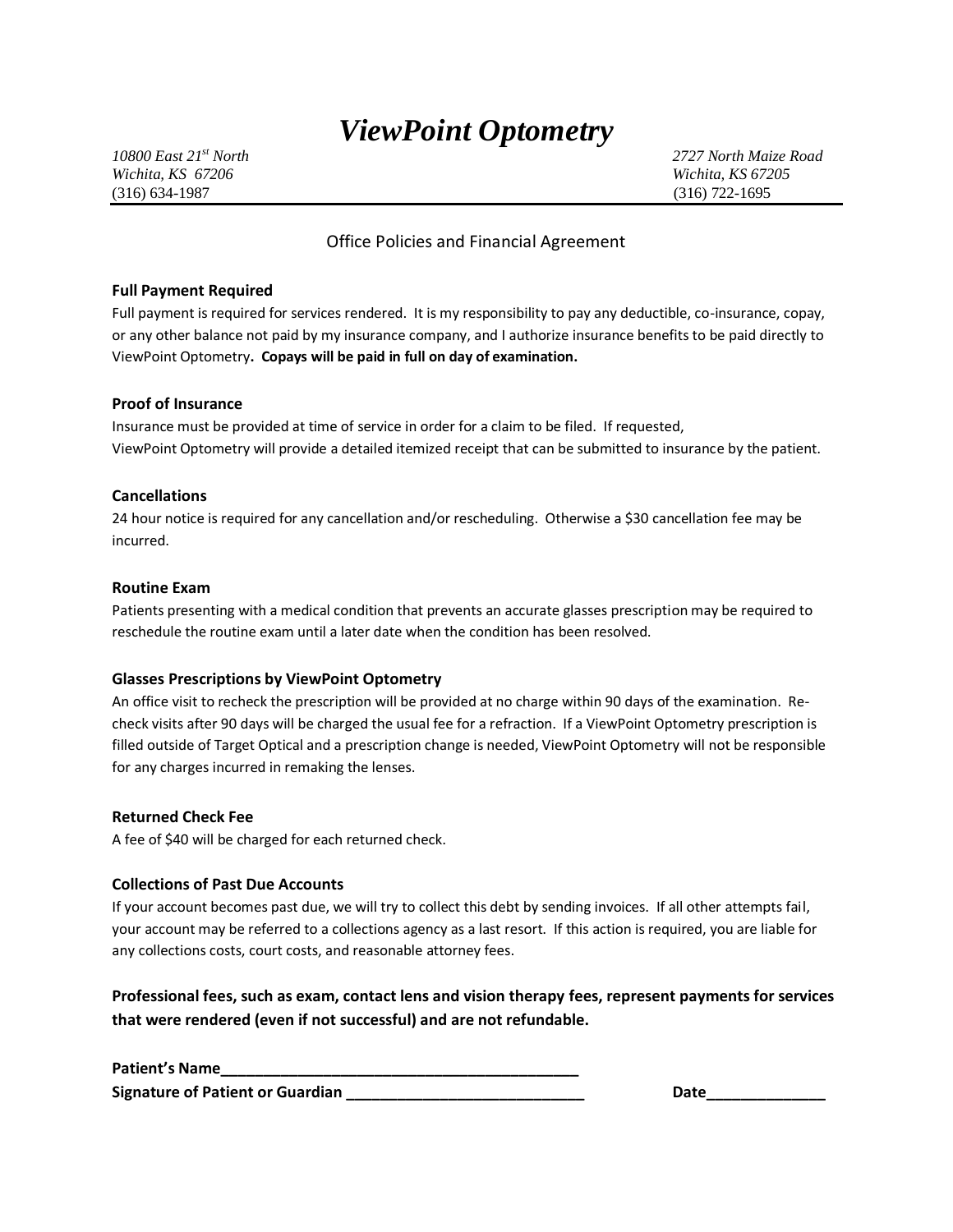# *ViewPoint Optometry*

*10800 East 21st North*
*Wichita, KS 67206*
(316) 634-1987

*2727 North Maize Road*
*Wichita, KS 67205*
(316) 722-1695

Office Policies and Financial Agreement

**Full Payment Required**

Full payment is required for services rendered. It is my responsibility to pay any deductible, co-insurance, copay, or any other balance not paid by my insurance company, and I authorize insurance benefits to be paid directly to ViewPoint Optometry**. Copays will be paid in full on day of examination.**

**Proof of Insurance**

Insurance must be provided at time of service in order for a claim to be filed. If requested, ViewPoint Optometry will provide a detailed itemized receipt that can be submitted to insurance by the patient.

**Cancellations**

24 hour notice is required for any cancellation and/or rescheduling. Otherwise a $30 cancellation fee may be incurred.

**Routine Exam**

Patients presenting with a medical condition that prevents an accurate glasses prescription may be required to reschedule the routine exam until a later date when the condition has been resolved.

**Glasses Prescriptions by ViewPoint Optometry**

An office visit to recheck the prescription will be provided at no charge within 90 days of the examination. Re-check visits after 90 days will be charged the usual fee for a refraction. If a ViewPoint Optometry prescription is filled outside of Target Optical and a prescription change is needed, ViewPoint Optometry will not be responsible for any charges incurred in remaking the lenses.

**Returned Check Fee**

A fee of $40 will be charged for each returned check.

**Collections of Past Due Accounts**

If your account becomes past due, we will try to collect this debt by sending invoices. If all other attempts fail, your account may be referred to a collections agency as a last resort. If this action is required, you are liable for any collections costs, court costs, and reasonable attorney fees.

**Professional fees, such as exam, contact lens and vision therapy fees, represent payments for services that were rendered (even if not successful) and are not refundable.**

**Patient's Name___________________________________________**

**Signature of Patient or Guardian ____________________________** **Date______________**